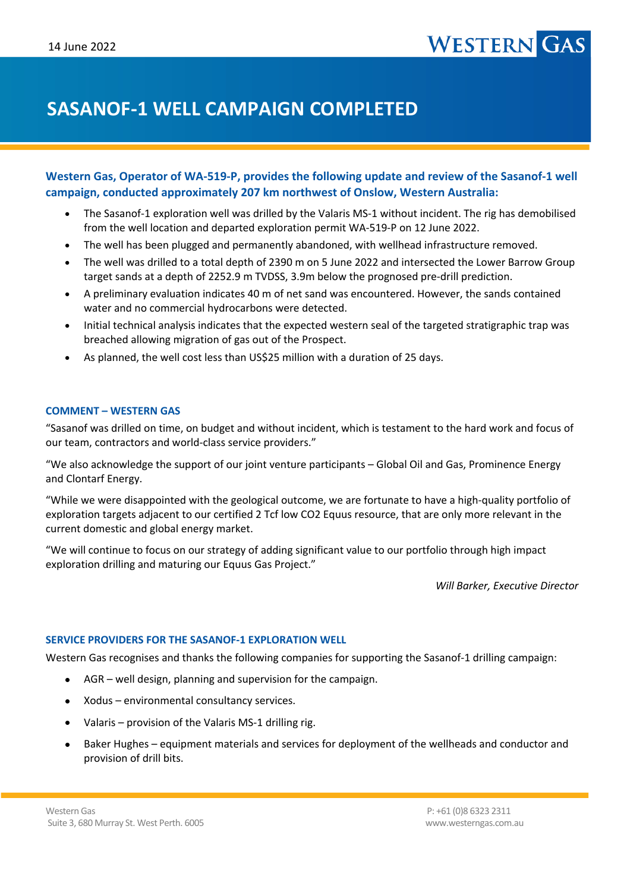14 June 2022

# SASANOF-1 WELL CAMPAIGN COMPLETED

**Western Gas, Operator of WA-519-P, provides the following update and review of the Sasanof-1 well campaign, conducted approximately 207 km northwest of Onslow, Western Australia:**

- The Sasanof-1 exploration well was drilled by the Valaris MS-1 without incident. The rig has demobilised from the well location and departed exploration permit WA-519-P on 12 June 2022.
- The well has been plugged and permanently abandoned, with wellhead infrastructure removed.
- The well was drilled to a total depth of 2390 m on 5 June 2022 and intersected the Lower Barrow Group target sands at a depth of 2252.9 m TVDSS, 3.9m below the prognosed pre-drill prediction.
- A preliminary evaluation indicates 40 m of net sand was encountered. However, the sands contained water and no commercial hydrocarbons were detected.
- Initial technical analysis indicates that the expected western seal of the targeted stratigraphic trap was breached allowing migration of gas out of the Prospect.
- As planned, the well cost less than US$25 million with a duration of 25 days.

## COMMENT – WESTERN GAS

"Sasanof was drilled on time, on budget and without incident, which is testament to the hard work and focus of our team, contractors and world-class service providers."

"We also acknowledge the support of our joint venture participants – Global Oil and Gas, Prominence Energy and Clontarf Energy.

"While we were disappointed with the geological outcome, we are fortunate to have a high-quality portfolio of exploration targets adjacent to our certified 2 Tcf low $CO_2$ Equus resource, that are only more relevant in the current domestic and global energy market.

"We will continue to focus on our strategy of adding significant value to our portfolio through high impact exploration drilling and maturing our Equus Gas Project."

*Will Barker, Executive Director*

## SERVICE PROVIDERS FOR THE SASANOF-1 EXPLORATION WELL

Western Gas recognises and thanks the following companies for supporting the Sasanof-1 drilling campaign:

- AGR – well design, planning and supervision for the campaign.
- Xodus – environmental consultancy services.
- Valaris – provision of the Valaris MS-1 drilling rig.
- Baker Hughes – equipment materials and services for deployment of the wellheads and conductor and provision of drill bits.

Western Gas
Suite 3, 680 Murray St. West Perth. 6005

P: +61 (0)8 6323 2311
www.westerngas.com.au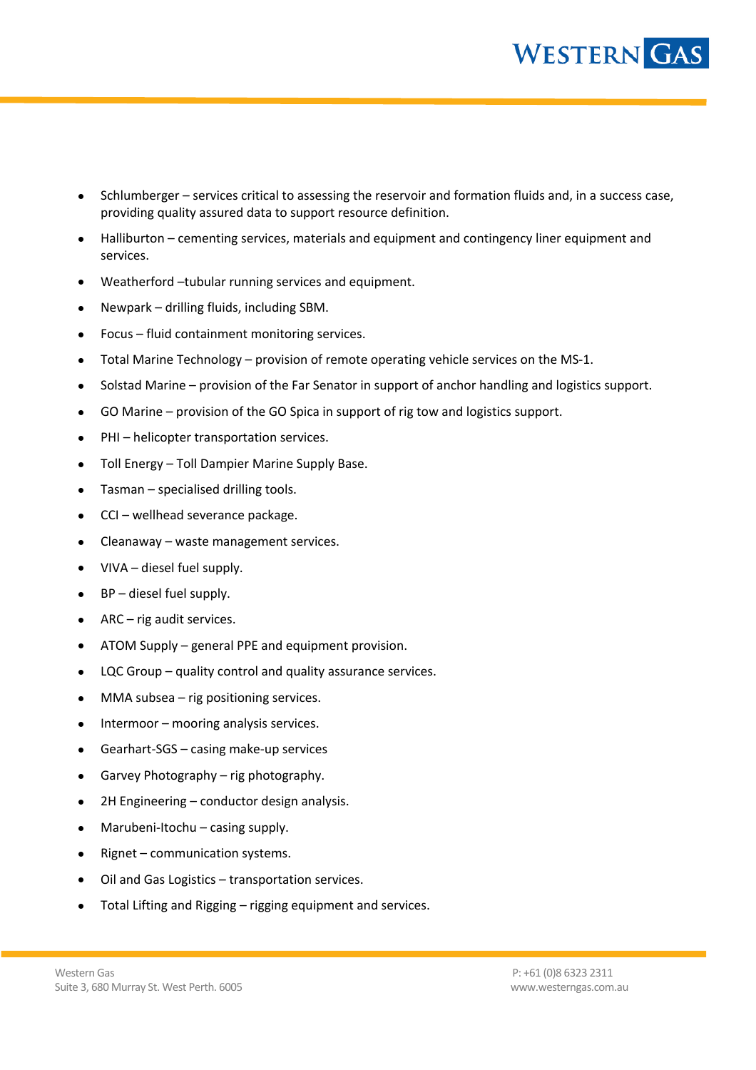- Schlumberger – services critical to assessing the reservoir and formation fluids and, in a success case, providing quality assured data to support resource definition.
- Halliburton – cementing services, materials and equipment and contingency liner equipment and services.
- Weatherford –tubular running services and equipment.
- Newpark – drilling fluids, including SBM.
- Focus – fluid containment monitoring services.
- Total Marine Technology – provision of remote operating vehicle services on the MS-1.
- Solstad Marine – provision of the Far Senator in support of anchor handling and logistics support.
- GO Marine – provision of the GO Spica in support of rig tow and logistics support.
- PHI – helicopter transportation services.
- Toll Energy – Toll Dampier Marine Supply Base.
- Tasman – specialised drilling tools.
- CCI – wellhead severance package.
- Cleanaway – waste management services.
- VIVA – diesel fuel supply.
- BP – diesel fuel supply.
- ARC – rig audit services.
- ATOM Supply – general PPE and equipment provision.
- LQC Group – quality control and quality assurance services.
- MMA subsea – rig positioning services.
- Intermoor – mooring analysis services.
- Gearhart-SGS – casing make-up services
- Garvey Photography – rig photography.
- 2H Engineering – conductor design analysis.
- Marubeni-Itochu – casing supply.
- Rignet – communication systems.
- Oil and Gas Logistics – transportation services.
- Total Lifting and Rigging – rigging equipment and services.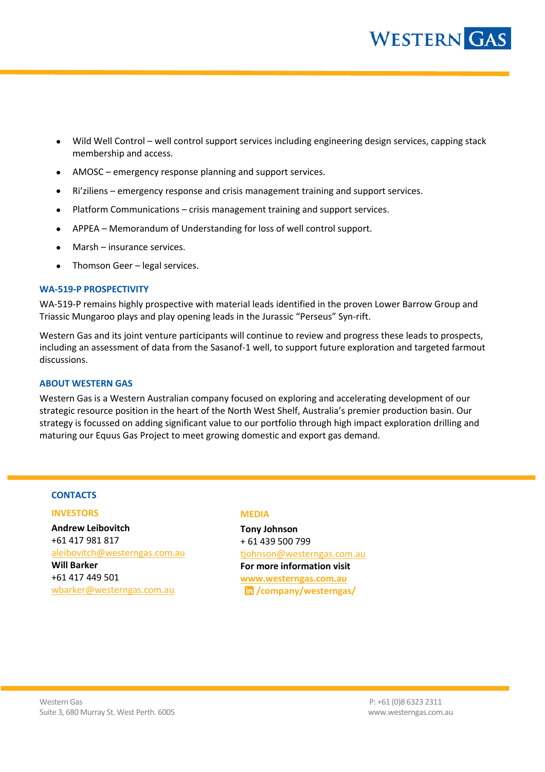- Wild Well Control – well control support services including engineering design services, capping stack membership and access.
- AMOSC – emergency response planning and support services.
- Ri'ziliens – emergency response and crisis management training and support services.
- Platform Communications – crisis management training and support services.
- APPEA – Memorandum of Understanding for loss of well control support.
- Marsh – insurance services.
- Thomson Geer – legal services.

## WA-519-P PROSPECTIVITY

WA-519-P remains highly prospective with material leads identified in the proven Lower Barrow Group and Triassic Mungaroo plays and play opening leads in the Jurassic "Perseus" Syn-rift.

Western Gas and its joint venture participants will continue to review and progress these leads to prospects, including an assessment of data from the Sasanof-1 well, to support future exploration and targeted farmout discussions.

## ABOUT WESTERN GAS

Western Gas is a Western Australian company focused on exploring and accelerating development of our strategic resource position in the heart of the North West Shelf, Australia's premier production basin. Our strategy is focussed on adding significant value to our portfolio through high impact exploration drilling and maturing our Equus Gas Project to meet growing domestic and export gas demand.

## CONTACTS

### INVESTORS

**Andrew Leibovitch**
+61 417 981 817
aleibovitch@westerngas.com.au

**Will Barker**
+61 417 449 501
wbarker@westerngas.com.au

### MEDIA

**Tony Johnson**
+ 61 439 500 799
tjohnson@westerngas.com.au

**For more information visit**
**www.westerngas.com.au**
**/company/westerngas/**

Western Gas
Suite 3, 680 Murray St. West Perth. 6005

P: +61 (0)8 6323 2311
www.westerngas.com.au